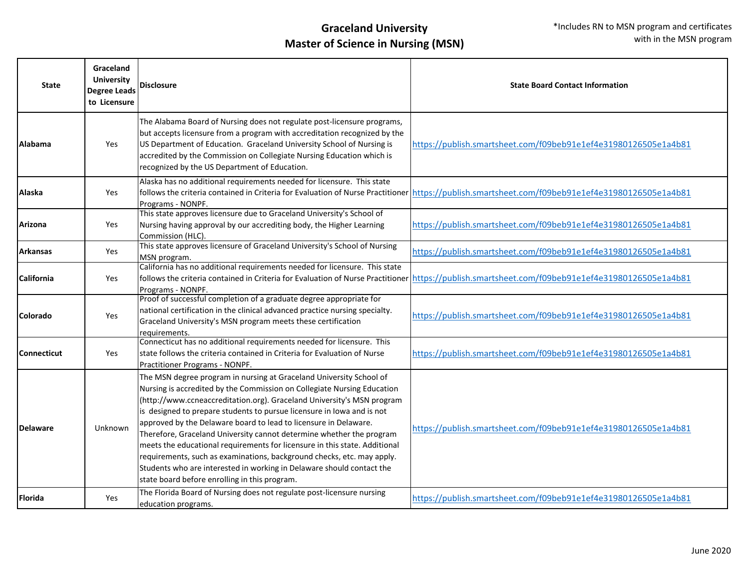# Graceland University
## Master of Science in Nursing (MSN)

*Includes RN to MSN program and certificates with in the MSN program

| State | Graceland University Degree Leads to Licensure | Disclosure | State Board Contact Information |
|---|---|---|---|
| Alabama | Yes | The Alabama Board of Nursing does not regulate post-licensure programs, but accepts licensure from a program with accreditation recognized by the US Department of Education. Graceland University School of Nursing is accredited by the Commission on Collegiate Nursing Education which is recognized by the US Department of Education. | https://publish.smartsheet.com/f09beb91e1ef4e31980126505e1a4b81 |
| Alaska | Yes | Alaska has no additional requirements needed for licensure. This state follows the criteria contained in Criteria for Evaluation of Nurse Practitioner Programs - NONPF. | https://publish.smartsheet.com/f09beb91e1ef4e31980126505e1a4b81 |
| Arizona | Yes | This state approves licensure due to Graceland University's School of Nursing having approval by our accrediting body, the Higher Learning Commission (HLC). | https://publish.smartsheet.com/f09beb91e1ef4e31980126505e1a4b81 |
| Arkansas | Yes | This state approves licensure of Graceland University's School of Nursing MSN program. | https://publish.smartsheet.com/f09beb91e1ef4e31980126505e1a4b81 |
| California | Yes | California has no additional requirements needed for licensure. This state follows the criteria contained in Criteria for Evaluation of Nurse Practitioner Programs - NONPF. | https://publish.smartsheet.com/f09beb91e1ef4e31980126505e1a4b81 |
| Colorado | Yes | Proof of successful completion of a graduate degree appropriate for national certification in the clinical advanced practice nursing specialty. Graceland University's MSN program meets these certification requirements. | https://publish.smartsheet.com/f09beb91e1ef4e31980126505e1a4b81 |
| Connecticut | Yes | Connecticut has no additional requirements needed for licensure. This state follows the criteria contained in Criteria for Evaluation of Nurse Practitioner Programs - NONPF. | https://publish.smartsheet.com/f09beb91e1ef4e31980126505e1a4b81 |
| Delaware | Unknown | The MSN degree program in nursing at Graceland University School of Nursing is accredited by the Commission on Collegiate Nursing Education (http://www.ccneaccreditation.org). Graceland University's MSN program is designed to prepare students to pursue licensure in Iowa and is not approved by the Delaware board to lead to licensure in Delaware. Therefore, Graceland University cannot determine whether the program meets the educational requirements for licensure in this state. Additional requirements, such as examinations, background checks, etc. may apply. Students who are interested in working in Delaware should contact the state board before enrolling in this program. | https://publish.smartsheet.com/f09beb91e1ef4e31980126505e1a4b81 |
| Florida | Yes | The Florida Board of Nursing does not regulate post-licensure nursing education programs. | https://publish.smartsheet.com/f09beb91e1ef4e31980126505e1a4b81 |

June 2020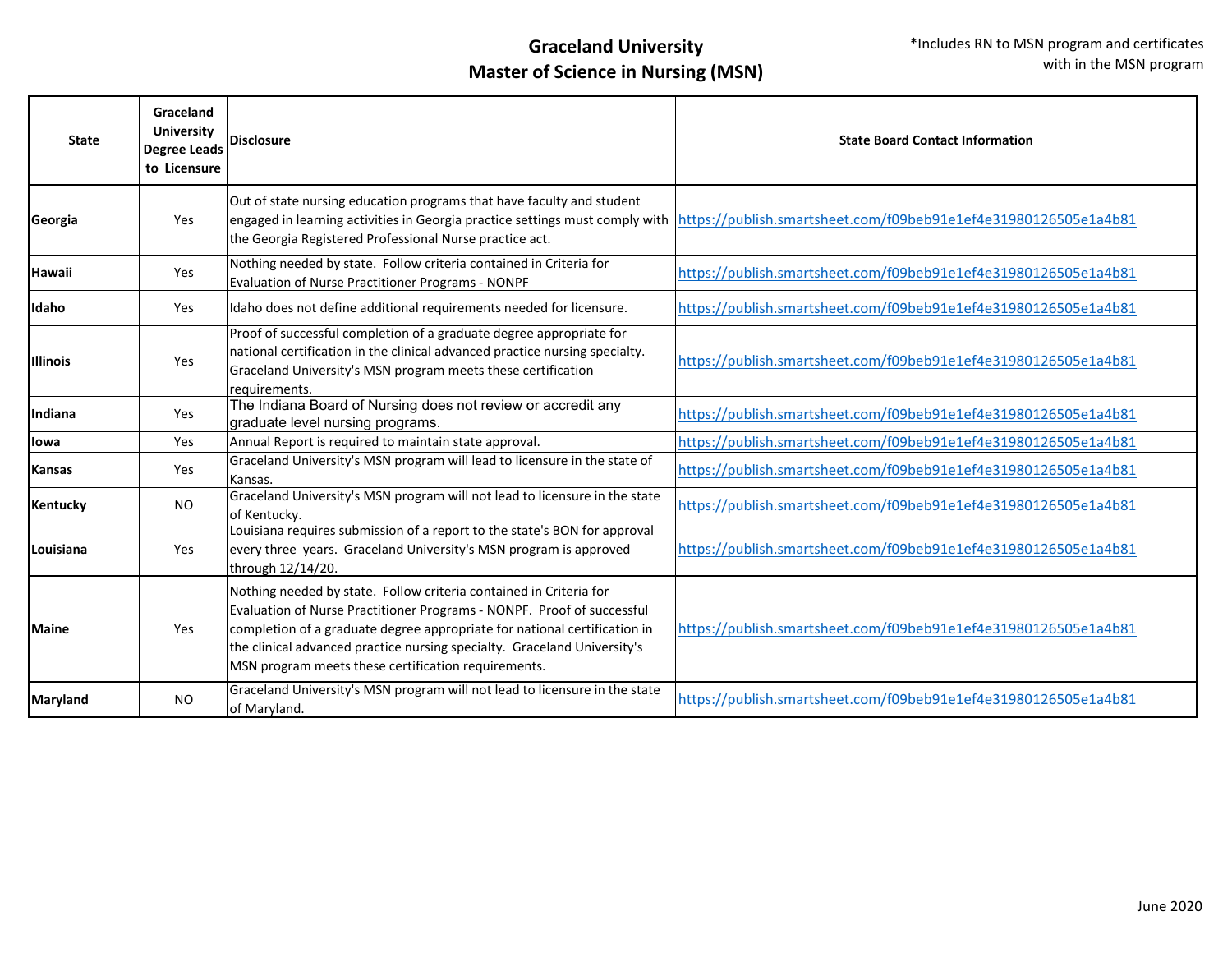# Graceland University
# Master of Science in Nursing (MSN)

*Includes RN to MSN program and certificates with in the MSN program

| State | Graceland University Degree Leads to Licensure | Disclosure | State Board Contact Information |
|---|---|---|---|
| **Georgia** | Yes | Out of state nursing education programs that have faculty and student engaged in learning activities in Georgia practice settings must comply with the Georgia Registered Professional Nurse practice act. | https://publish.smartsheet.com/f09beb91e1ef4e31980126505e1a4b81 |
| **Hawaii** | Yes | Nothing needed by state. Follow criteria contained in Criteria for Evaluation of Nurse Practitioner Programs - NONPF | https://publish.smartsheet.com/f09beb91e1ef4e31980126505e1a4b81 |
| **Idaho** | Yes | Idaho does not define additional requirements needed for licensure. | https://publish.smartsheet.com/f09beb91e1ef4e31980126505e1a4b81 |
| **Illinois** | Yes | Proof of successful completion of a graduate degree appropriate for national certification in the clinical advanced practice nursing specialty. Graceland University's MSN program meets these certification requirements. | https://publish.smartsheet.com/f09beb91e1ef4e31980126505e1a4b81 |
| **Indiana** | Yes | The Indiana Board of Nursing does not review or accredit any graduate level nursing programs. | https://publish.smartsheet.com/f09beb91e1ef4e31980126505e1a4b81 |
| **Iowa** | Yes | Annual Report is required to maintain state approval. | https://publish.smartsheet.com/f09beb91e1ef4e31980126505e1a4b81 |
| **Kansas** | Yes | Graceland University's MSN program will lead to licensure in the state of Kansas. | https://publish.smartsheet.com/f09beb91e1ef4e31980126505e1a4b81 |
| **Kentucky** | NO | Graceland University's MSN program will not lead to licensure in the state of Kentucky. | https://publish.smartsheet.com/f09beb91e1ef4e31980126505e1a4b81 |
| **Louisiana** | Yes | Louisiana requires submission of a report to the state's BON for approval every three years. Graceland University's MSN program is approved through 12/14/20. | https://publish.smartsheet.com/f09beb91e1ef4e31980126505e1a4b81 |
| **Maine** | Yes | Nothing needed by state. Follow criteria contained in Criteria for Evaluation of Nurse Practitioner Programs - NONPF. Proof of successful completion of a graduate degree appropriate for national certification in the clinical advanced practice nursing specialty. Graceland University's MSN program meets these certification requirements. | https://publish.smartsheet.com/f09beb91e1ef4e31980126505e1a4b81 |
| **Maryland** | NO | Graceland University's MSN program will not lead to licensure in the state of Maryland. | https://publish.smartsheet.com/f09beb91e1ef4e31980126505e1a4b81 |

June 2020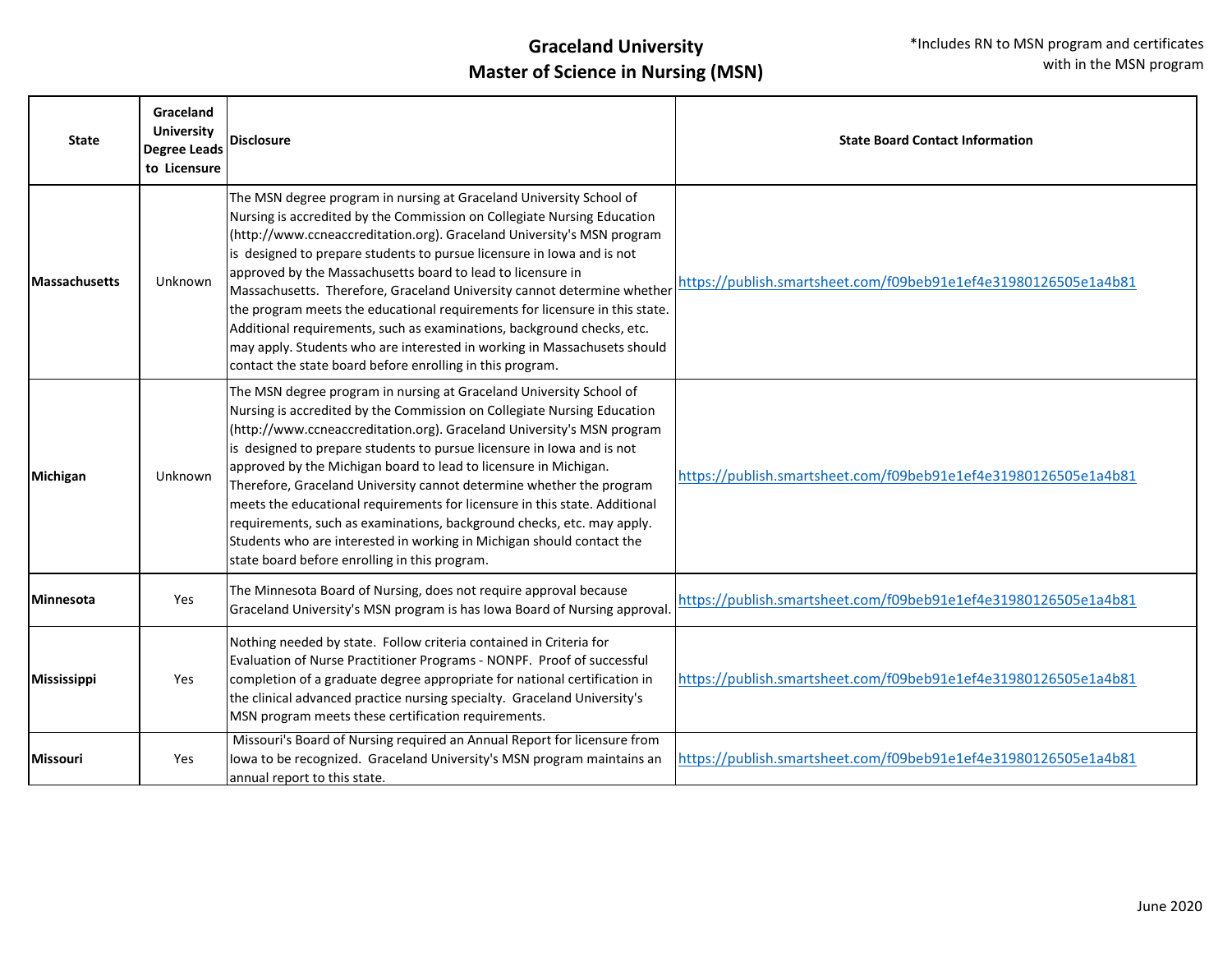# Graceland University
## Master of Science in Nursing (MSN)

*Includes RN to MSN program and certificates with in the MSN program

| State | Graceland University Degree Leads to Licensure | Disclosure | State Board Contact Information |
|---|---|---|---|
| **Massachusetts** | Unknown | The MSN degree program in nursing at Graceland University School of Nursing is accredited by the Commission on Collegiate Nursing Education (http://www.ccneaccreditation.org). Graceland University's MSN program is designed to prepare students to pursue licensure in Iowa and is not approved by the Massachusetts board to lead to licensure in Massachusetts. Therefore, Graceland University cannot determine whether the program meets the educational requirements for licensure in this state. Additional requirements, such as examinations, background checks, etc. may apply. Students who are interested in working in Massachusets should contact the state board before enrolling in this program. | https://publish.smartsheet.com/f09beb91e1ef4e31980126505e1a4b81 |
| **Michigan** | Unknown | The MSN degree program in nursing at Graceland University School of Nursing is accredited by the Commission on Collegiate Nursing Education (http://www.ccneaccreditation.org). Graceland University's MSN program is designed to prepare students to pursue licensure in Iowa and is not approved by the Michigan board to lead to licensure in Michigan. Therefore, Graceland University cannot determine whether the program meets the educational requirements for licensure in this state. Additional requirements, such as examinations, background checks, etc. may apply. Students who are interested in working in Michigan should contact the state board before enrolling in this program. | https://publish.smartsheet.com/f09beb91e1ef4e31980126505e1a4b81 |
| **Minnesota** | Yes | The Minnesota Board of Nursing, does not require approval because Graceland University's MSN program is has Iowa Board of Nursing approval. | https://publish.smartsheet.com/f09beb91e1ef4e31980126505e1a4b81 |
| **Mississippi** | Yes | Nothing needed by state. Follow criteria contained in Criteria for Evaluation of Nurse Practitioner Programs - NONPF. Proof of successful completion of a graduate degree appropriate for national certification in the clinical advanced practice nursing specialty. Graceland University's MSN program meets these certification requirements. | https://publish.smartsheet.com/f09beb91e1ef4e31980126505e1a4b81 |
| **Missouri** | Yes | Missouri's Board of Nursing required an Annual Report for licensure from Iowa to be recognized. Graceland University's MSN program maintains an annual report to this state. | https://publish.smartsheet.com/f09beb91e1ef4e31980126505e1a4b81 |

June 2020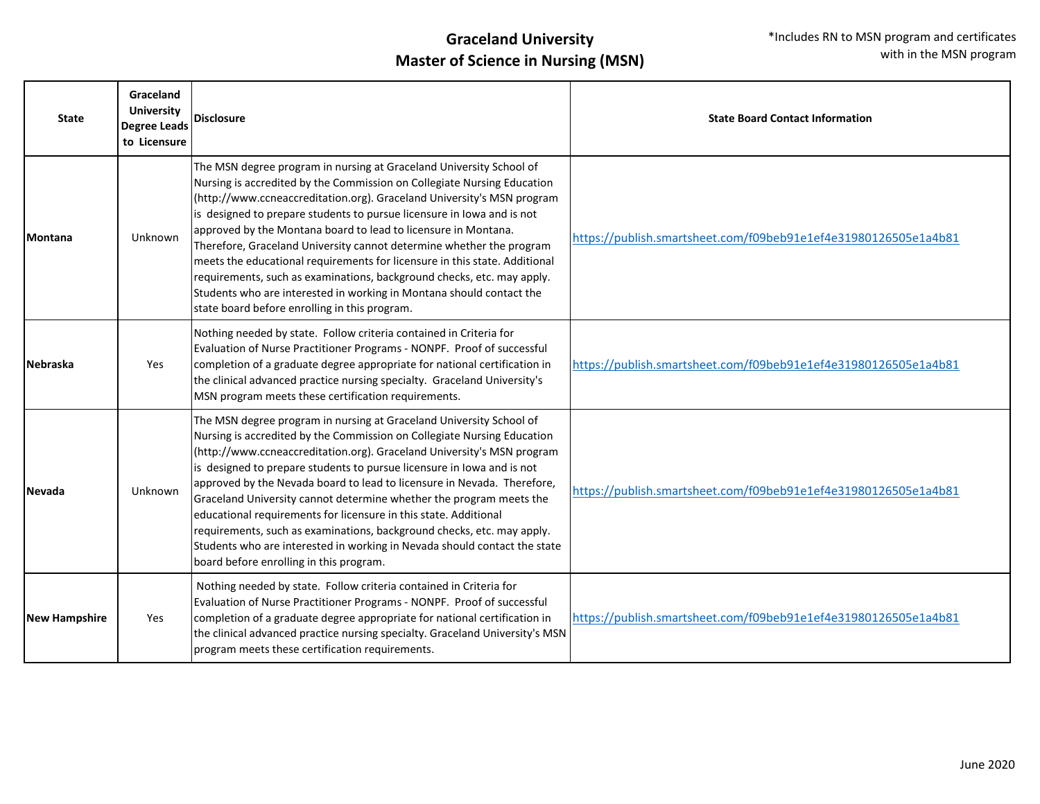# Graceland University
## Master of Science in Nursing (MSN)

*Includes RN to MSN program and certificates with in the MSN program

| State | Graceland University Degree Leads to Licensure | Disclosure | State Board Contact Information |
|---|---|---|---|
| Montana | Unknown | The MSN degree program in nursing at Graceland University School of Nursing is accredited by the Commission on Collegiate Nursing Education (http://www.ccneaccreditation.org). Graceland University's MSN program is designed to prepare students to pursue licensure in Iowa and is not approved by the Montana board to lead to licensure in Montana. Therefore, Graceland University cannot determine whether the program meets the educational requirements for licensure in this state. Additional requirements, such as examinations, background checks, etc. may apply. Students who are interested in working in Montana should contact the state board before enrolling in this program. | https://publish.smartsheet.com/f09beb91e1ef4e31980126505e1a4b81 |
| Nebraska | Yes | Nothing needed by state. Follow criteria contained in Criteria for Evaluation of Nurse Practitioner Programs - NONPF. Proof of successful completion of a graduate degree appropriate for national certification in the clinical advanced practice nursing specialty. Graceland University's MSN program meets these certification requirements. | https://publish.smartsheet.com/f09beb91e1ef4e31980126505e1a4b81 |
| Nevada | Unknown | The MSN degree program in nursing at Graceland University School of Nursing is accredited by the Commission on Collegiate Nursing Education (http://www.ccneaccreditation.org). Graceland University's MSN program is designed to prepare students to pursue licensure in Iowa and is not approved by the Nevada board to lead to licensure in Nevada. Therefore, Graceland University cannot determine whether the program meets the educational requirements for licensure in this state. Additional requirements, such as examinations, background checks, etc. may apply. Students who are interested in working in Nevada should contact the state board before enrolling in this program. | https://publish.smartsheet.com/f09beb91e1ef4e31980126505e1a4b81 |
| New Hampshire | Yes | Nothing needed by state. Follow criteria contained in Criteria for Evaluation of Nurse Practitioner Programs - NONPF. Proof of successful completion of a graduate degree appropriate for national certification in the clinical advanced practice nursing specialty. Graceland University's MSN program meets these certification requirements. | https://publish.smartsheet.com/f09beb91e1ef4e31980126505e1a4b81 |

June 2020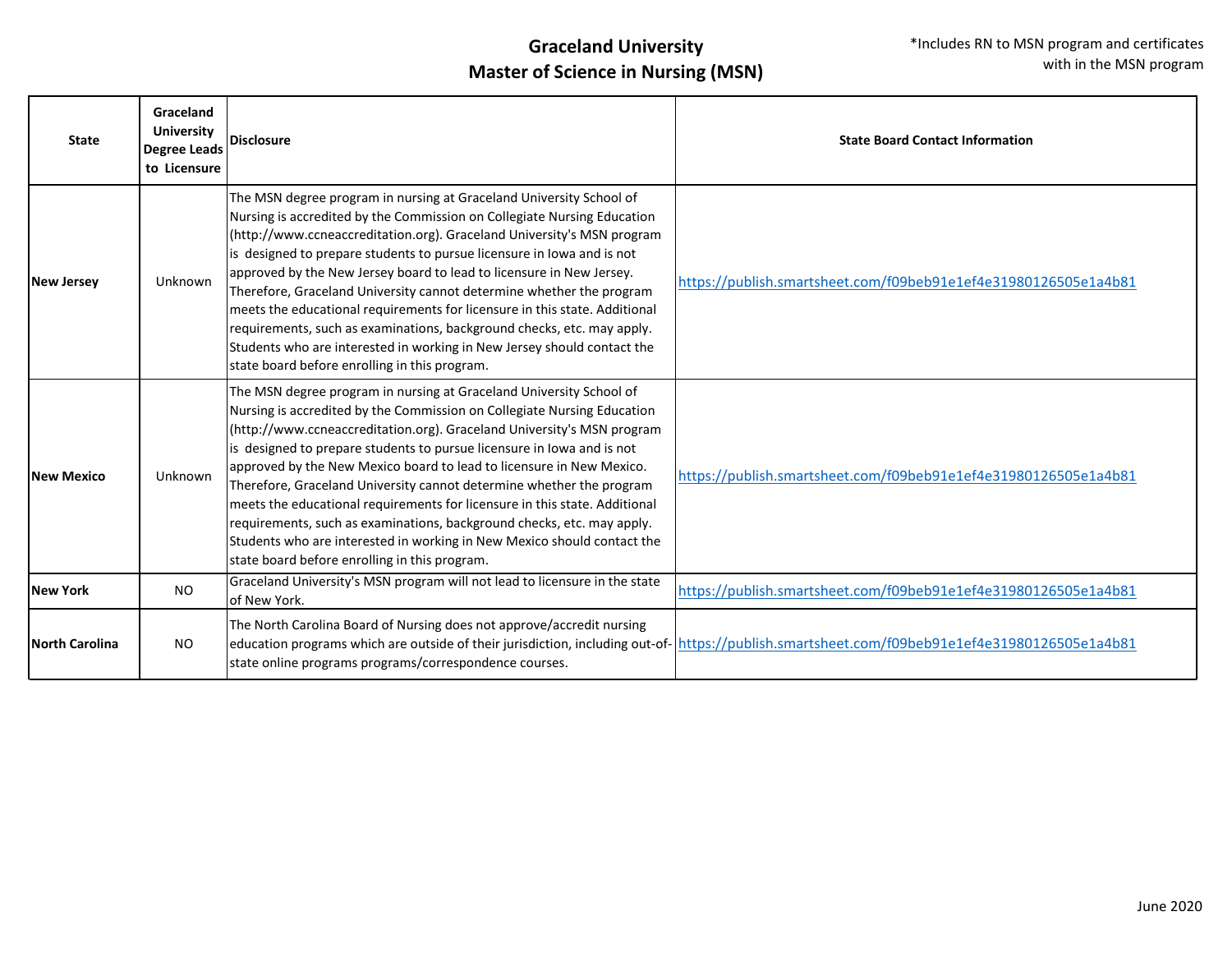# Graceland University
## Master of Science in Nursing (MSN)

*Includes RN to MSN program and certificates with in the MSN program

| State | Graceland University Degree Leads to Licensure | Disclosure | State Board Contact Information |
|---|---|---|---|
| New Jersey | Unknown | The MSN degree program in nursing at Graceland University School of Nursing is accredited by the Commission on Collegiate Nursing Education (http://www.ccneaccreditation.org). Graceland University's MSN program is designed to prepare students to pursue licensure in Iowa and is not approved by the New Jersey board to lead to licensure in New Jersey. Therefore, Graceland University cannot determine whether the program meets the educational requirements for licensure in this state. Additional requirements, such as examinations, background checks, etc. may apply. Students who are interested in working in New Jersey should contact the state board before enrolling in this program. | https://publish.smartsheet.com/f09beb91e1ef4e31980126505e1a4b81 |
| New Mexico | Unknown | The MSN degree program in nursing at Graceland University School of Nursing is accredited by the Commission on Collegiate Nursing Education (http://www.ccneaccreditation.org). Graceland University's MSN program is designed to prepare students to pursue licensure in Iowa and is not approved by the New Mexico board to lead to licensure in New Mexico. Therefore, Graceland University cannot determine whether the program meets the educational requirements for licensure in this state. Additional requirements, such as examinations, background checks, etc. may apply. Students who are interested in working in New Mexico should contact the state board before enrolling in this program. | https://publish.smartsheet.com/f09beb91e1ef4e31980126505e1a4b81 |
| New York | NO | Graceland University's MSN program will not lead to licensure in the state of New York. | https://publish.smartsheet.com/f09beb91e1ef4e31980126505e1a4b81 |
| North Carolina | NO | The North Carolina Board of Nursing does not approve/accredit nursing education programs which are outside of their jurisdiction, including out-of-state online programs programs/correspondence courses. | https://publish.smartsheet.com/f09beb91e1ef4e31980126505e1a4b81 |

June 2020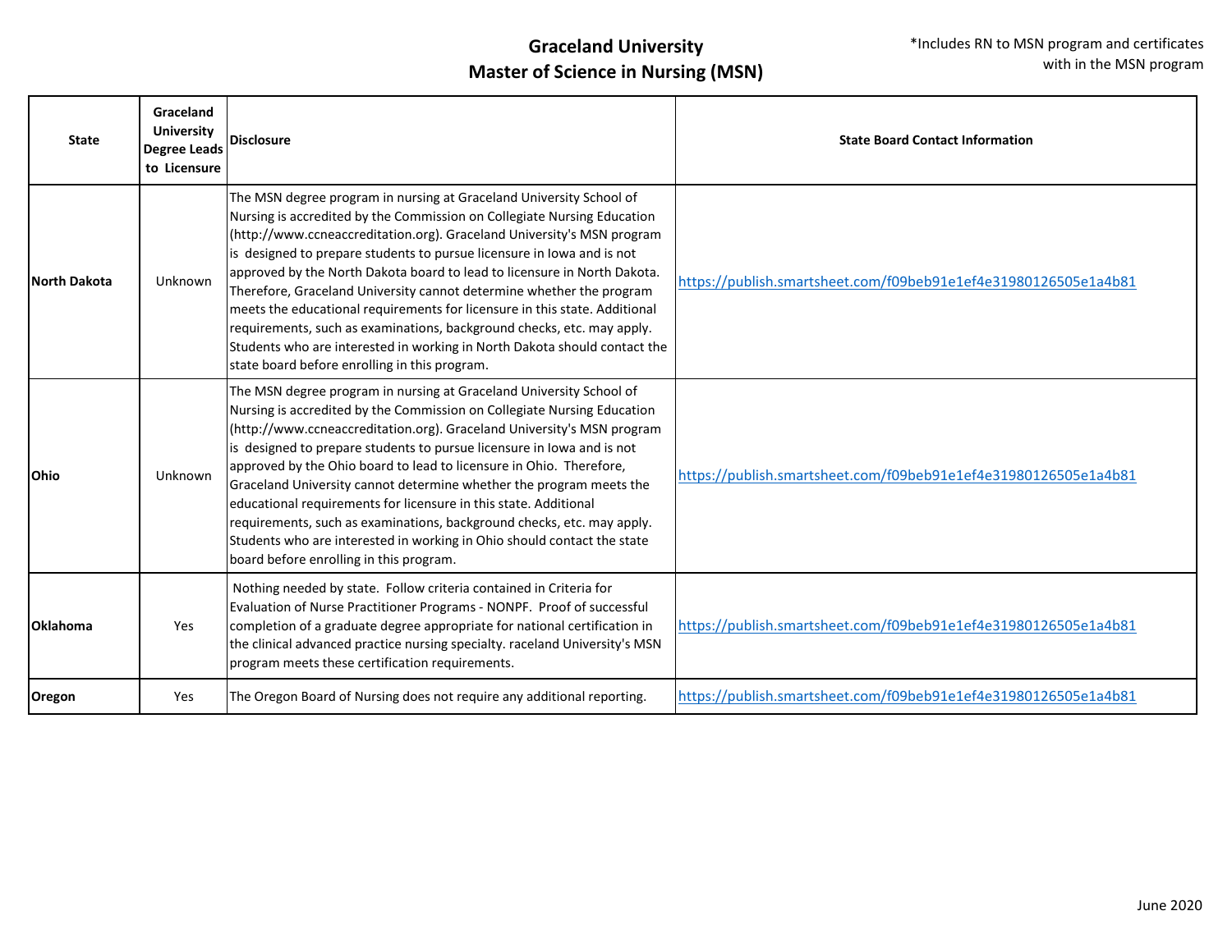# Graceland University
## Master of Science in Nursing (MSN)

*Includes RN to MSN program and certificates with in the MSN program

| State | Graceland University Degree Leads to Licensure | Disclosure | State Board Contact Information |
|---|---|---|---|
| North Dakota | Unknown | The MSN degree program in nursing at Graceland University School of Nursing is accredited by the Commission on Collegiate Nursing Education (http://www.ccneaccreditation.org). Graceland University's MSN program is designed to prepare students to pursue licensure in Iowa and is not approved by the North Dakota board to lead to licensure in North Dakota. Therefore, Graceland University cannot determine whether the program meets the educational requirements for licensure in this state. Additional requirements, such as examinations, background checks, etc. may apply. Students who are interested in working in North Dakota should contact the state board before enrolling in this program. | https://publish.smartsheet.com/f09beb91e1ef4e31980126505e1a4b81 |
| Ohio | Unknown | The MSN degree program in nursing at Graceland University School of Nursing is accredited by the Commission on Collegiate Nursing Education (http://www.ccneaccreditation.org). Graceland University's MSN program is designed to prepare students to pursue licensure in Iowa and is not approved by the Ohio board to lead to licensure in Ohio. Therefore, Graceland University cannot determine whether the program meets the educational requirements for licensure in this state. Additional requirements, such as examinations, background checks, etc. may apply. Students who are interested in working in Ohio should contact the state board before enrolling in this program. | https://publish.smartsheet.com/f09beb91e1ef4e31980126505e1a4b81 |
| Oklahoma | Yes | Nothing needed by state. Follow criteria contained in Criteria for Evaluation of Nurse Practitioner Programs - NONPF. Proof of successful completion of a graduate degree appropriate for national certification in the clinical advanced practice nursing specialty. raceland University's MSN program meets these certification requirements. | https://publish.smartsheet.com/f09beb91e1ef4e31980126505e1a4b81 |
| Oregon | Yes | The Oregon Board of Nursing does not require any additional reporting. | https://publish.smartsheet.com/f09beb91e1ef4e31980126505e1a4b81 |

June 2020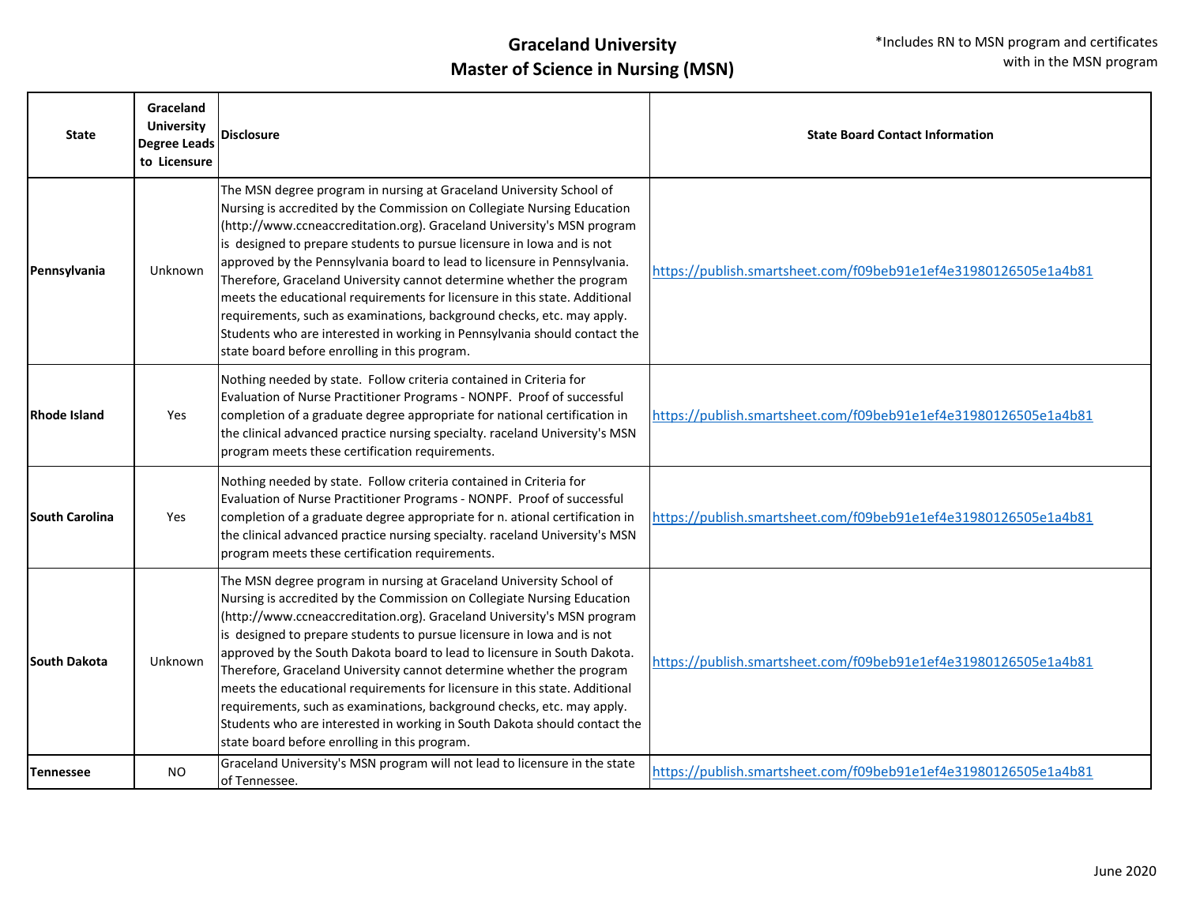# Graceland University
## Master of Science in Nursing (MSN)

*Includes RN to MSN program and certificates with in the MSN program

| State | Graceland University Degree Leads to Licensure | Disclosure | State Board Contact Information |
|---|---|---|---|
| **Pennsylvania** | Unknown | The MSN degree program in nursing at Graceland University School of Nursing is accredited by the Commission on Collegiate Nursing Education (http://www.ccneaccreditation.org). Graceland University's MSN program is designed to prepare students to pursue licensure in Iowa and is not approved by the Pennsylvania board to lead to licensure in Pennsylvania. Therefore, Graceland University cannot determine whether the program meets the educational requirements for licensure in this state. Additional requirements, such as examinations, background checks, etc. may apply. Students who are interested in working in Pennsylvania should contact the state board before enrolling in this program. | https://publish.smartsheet.com/f09beb91e1ef4e31980126505e1a4b81 |
| **Rhode Island** | Yes | Nothing needed by state. Follow criteria contained in Criteria for Evaluation of Nurse Practitioner Programs - NONPF. Proof of successful completion of a graduate degree appropriate for national certification in the clinical advanced practice nursing specialty. raceland University's MSN program meets these certification requirements. | https://publish.smartsheet.com/f09beb91e1ef4e31980126505e1a4b81 |
| **South Carolina** | Yes | Nothing needed by state. Follow criteria contained in Criteria for Evaluation of Nurse Practitioner Programs - NONPF. Proof of successful completion of a graduate degree appropriate for n. ational certification in the clinical advanced practice nursing specialty. raceland University's MSN program meets these certification requirements. | https://publish.smartsheet.com/f09beb91e1ef4e31980126505e1a4b81 |
| **South Dakota** | Unknown | The MSN degree program in nursing at Graceland University School of Nursing is accredited by the Commission on Collegiate Nursing Education (http://www.ccneaccreditation.org). Graceland University's MSN program is designed to prepare students to pursue licensure in Iowa and is not approved by the South Dakota board to lead to licensure in South Dakota. Therefore, Graceland University cannot determine whether the program meets the educational requirements for licensure in this state. Additional requirements, such as examinations, background checks, etc. may apply. Students who are interested in working in South Dakota should contact the state board before enrolling in this program. | https://publish.smartsheet.com/f09beb91e1ef4e31980126505e1a4b81 |
| **Tennessee** | NO | Graceland University's MSN program will not lead to licensure in the state of Tennessee. | https://publish.smartsheet.com/f09beb91e1ef4e31980126505e1a4b81 |

June 2020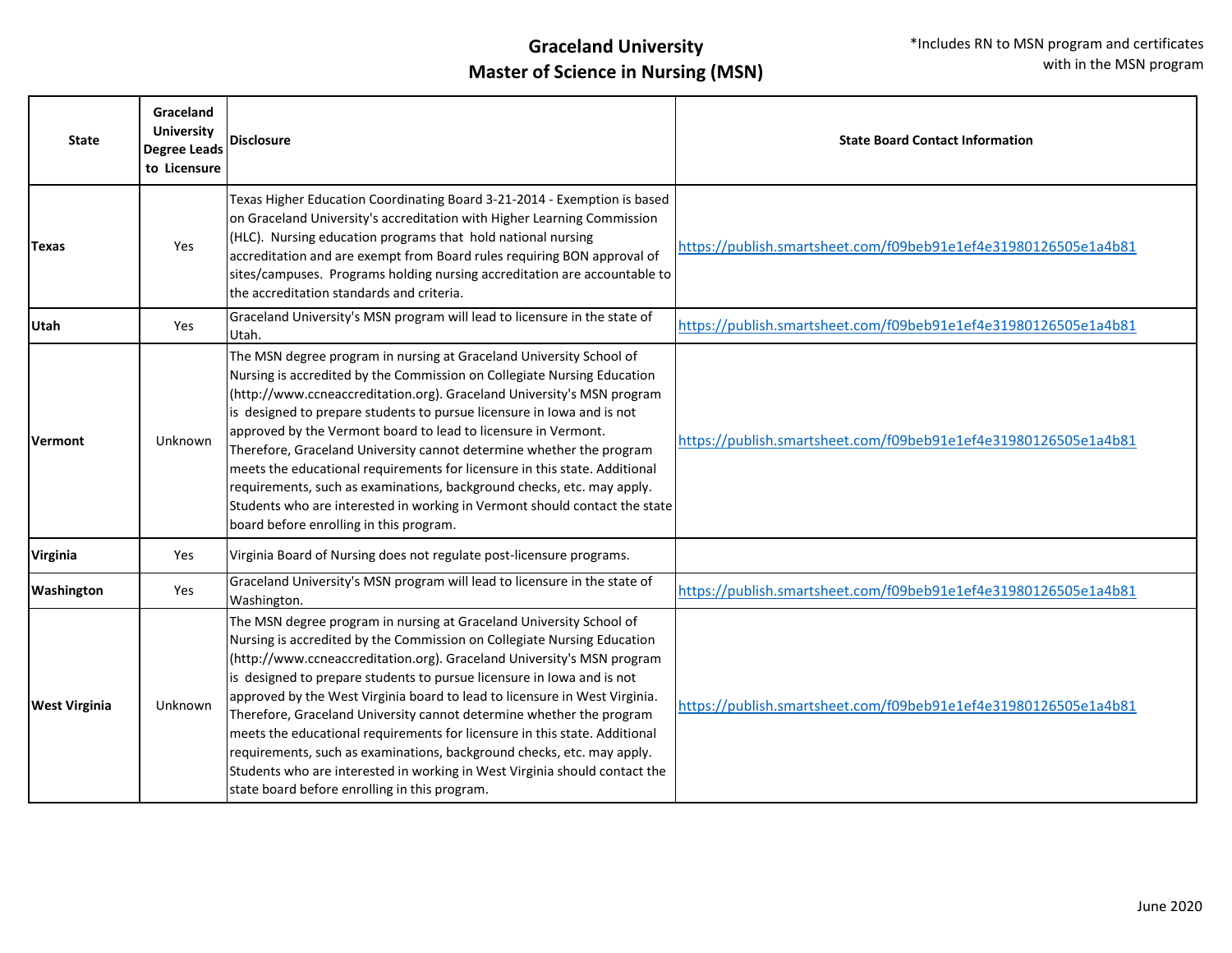# Graceland University
## Master of Science in Nursing (MSN)

*Includes RN to MSN program and certificates with in the MSN program

| State | Graceland University Degree Leads to Licensure | Disclosure | State Board Contact Information |
|---|---|---|---|
| Texas | Yes | Texas Higher Education Coordinating Board 3-21-2014 - Exemption is based on Graceland University's accreditation with Higher Learning Commission (HLC). Nursing education programs that hold national nursing accreditation and are exempt from Board rules requiring BON approval of sites/campuses. Programs holding nursing accreditation are accountable to the accreditation standards and criteria. | https://publish.smartsheet.com/f09beb91e1ef4e31980126505e1a4b81 |
| Utah | Yes | Graceland University's MSN program will lead to licensure in the state of Utah. | https://publish.smartsheet.com/f09beb91e1ef4e31980126505e1a4b81 |
| Vermont | Unknown | The MSN degree program in nursing at Graceland University School of Nursing is accredited by the Commission on Collegiate Nursing Education (http://www.ccneaccreditation.org). Graceland University's MSN program is designed to prepare students to pursue licensure in Iowa and is not approved by the Vermont board to lead to licensure in Vermont. Therefore, Graceland University cannot determine whether the program meets the educational requirements for licensure in this state. Additional requirements, such as examinations, background checks, etc. may apply. Students who are interested in working in Vermont should contact the state board before enrolling in this program. | https://publish.smartsheet.com/f09beb91e1ef4e31980126505e1a4b81 |
| Virginia | Yes | Virginia Board of Nursing does not regulate post-licensure programs. | |
| Washington | Yes | Graceland University's MSN program will lead to licensure in the state of Washington. | https://publish.smartsheet.com/f09beb91e1ef4e31980126505e1a4b81 |
| West Virginia | Unknown | The MSN degree program in nursing at Graceland University School of Nursing is accredited by the Commission on Collegiate Nursing Education (http://www.ccneaccreditation.org). Graceland University's MSN program is designed to prepare students to pursue licensure in Iowa and is not approved by the West Virginia board to lead to licensure in West Virginia. Therefore, Graceland University cannot determine whether the program meets the educational requirements for licensure in this state. Additional requirements, such as examinations, background checks, etc. may apply. Students who are interested in working in West Virginia should contact the state board before enrolling in this program. | https://publish.smartsheet.com/f09beb91e1ef4e31980126505e1a4b81 |

June 2020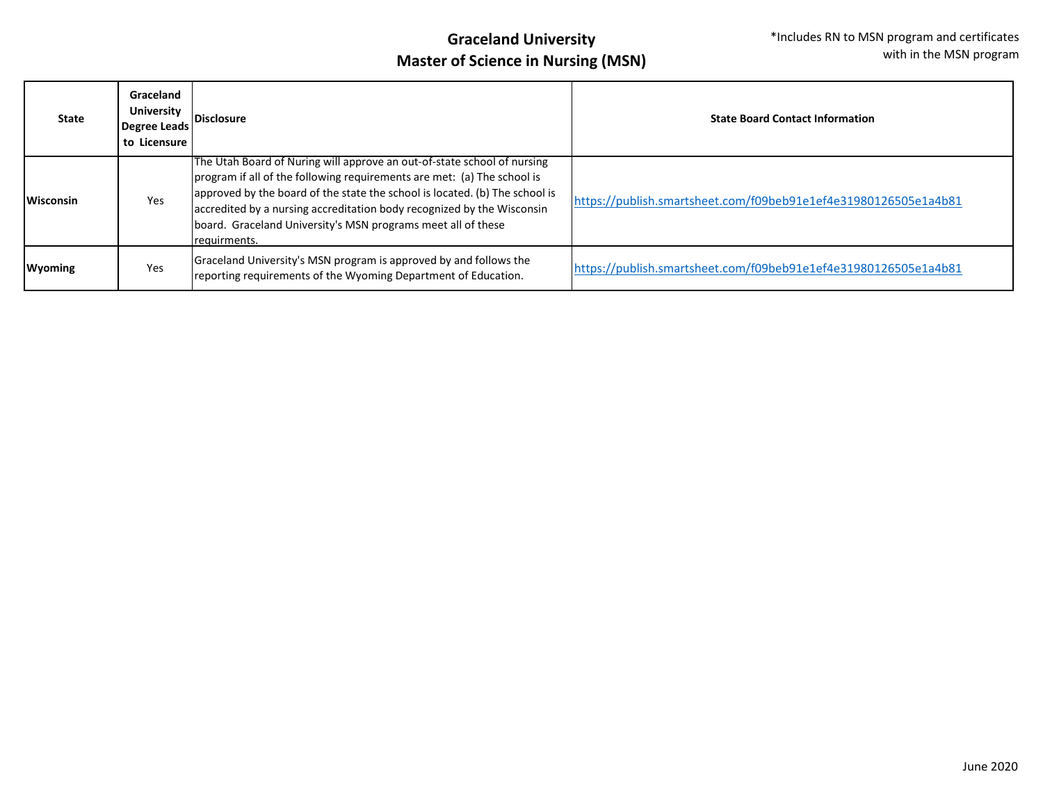# Graceland University
# Master of Science in Nursing (MSN)

*Includes RN to MSN program and certificates with in the MSN program

| State | Graceland University Degree Leads to Licensure | Disclosure | State Board Contact Information |
|---|---|---|---|
| **Wisconsin** | Yes | The Utah Board of Nuring will approve an out-of-state school of nursing program if all of the following requirements are met: (a) The school is approved by the board of the state the school is located. (b) The school is accredited by a nursing accreditation body recognized by the Wisconsin board. Graceland University's MSN programs meet all of these requirments. | https://publish.smartsheet.com/f09beb91e1ef4e31980126505e1a4b81 |
| **Wyoming** | Yes | Graceland University's MSN program is approved by and follows the reporting requirements of the Wyoming Department of Education. | https://publish.smartsheet.com/f09beb91e1ef4e31980126505e1a4b81 |

June 2020